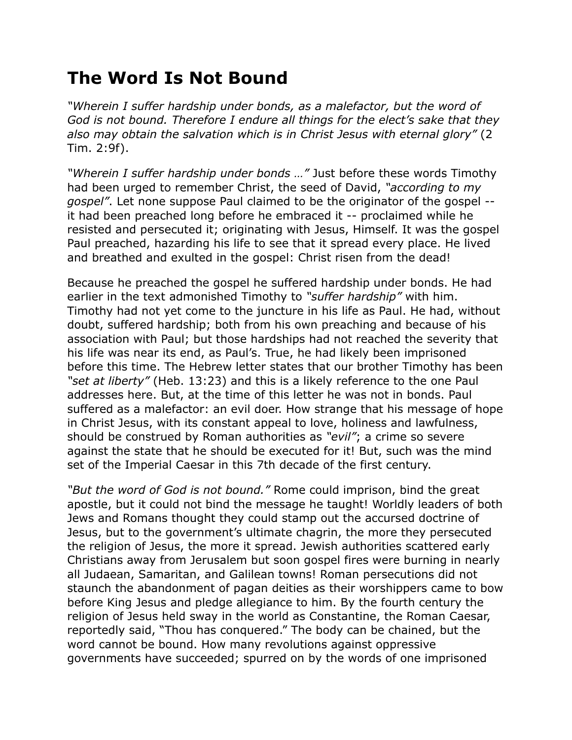# The Word Is Not Bound

*"Wherein I suffer hardship under bonds, as a malefactor, but the word of God is not bound. Therefore I endure all things for the elect's sake that they also may obtain the salvation which is in Christ Jesus with eternal glory"* (2 Tim. 2:9f).

*"Wherein I suffer hardship under bonds …"* Just before these words Timothy had been urged to remember Christ, the seed of David, *"according to my gospel"*. Let none suppose Paul claimed to be the originator of the gospel -- it had been preached long before he embraced it -- proclaimed while he resisted and persecuted it; originating with Jesus, Himself. It was the gospel Paul preached, hazarding his life to see that it spread every place. He lived and breathed and exulted in the gospel: Christ risen from the dead!

Because he preached the gospel he suffered hardship under bonds. He had earlier in the text admonished Timothy to *"suffer hardship"* with him. Timothy had not yet come to the juncture in his life as Paul. He had, without doubt, suffered hardship; both from his own preaching and because of his association with Paul; but those hardships had not reached the severity that his life was near its end, as Paul's. True, he had likely been imprisoned before this time. The Hebrew letter states that our brother Timothy has been *"set at liberty"* (Heb. 13:23) and this is a likely reference to the one Paul addresses here. But, at the time of this letter he was not in bonds. Paul suffered as a malefactor: an evil doer. How strange that his message of hope in Christ Jesus, with its constant appeal to love, holiness and lawfulness, should be construed by Roman authorities as *"evil"*; a crime so severe against the state that he should be executed for it! But, such was the mind set of the Imperial Caesar in this 7th decade of the first century.

*"But the word of God is not bound."* Rome could imprison, bind the great apostle, but it could not bind the message he taught! Worldly leaders of both Jews and Romans thought they could stamp out the accursed doctrine of Jesus, but to the government's ultimate chagrin, the more they persecuted the religion of Jesus, the more it spread. Jewish authorities scattered early Christians away from Jerusalem but soon gospel fires were burning in nearly all Judaean, Samaritan, and Galilean towns! Roman persecutions did not staunch the abandonment of pagan deities as their worshippers came to bow before King Jesus and pledge allegiance to him. By the fourth century the religion of Jesus held sway in the world as Constantine, the Roman Caesar, reportedly said, "Thou has conquered." The body can be chained, but the word cannot be bound. How many revolutions against oppressive governments have succeeded; spurred on by the words of one imprisoned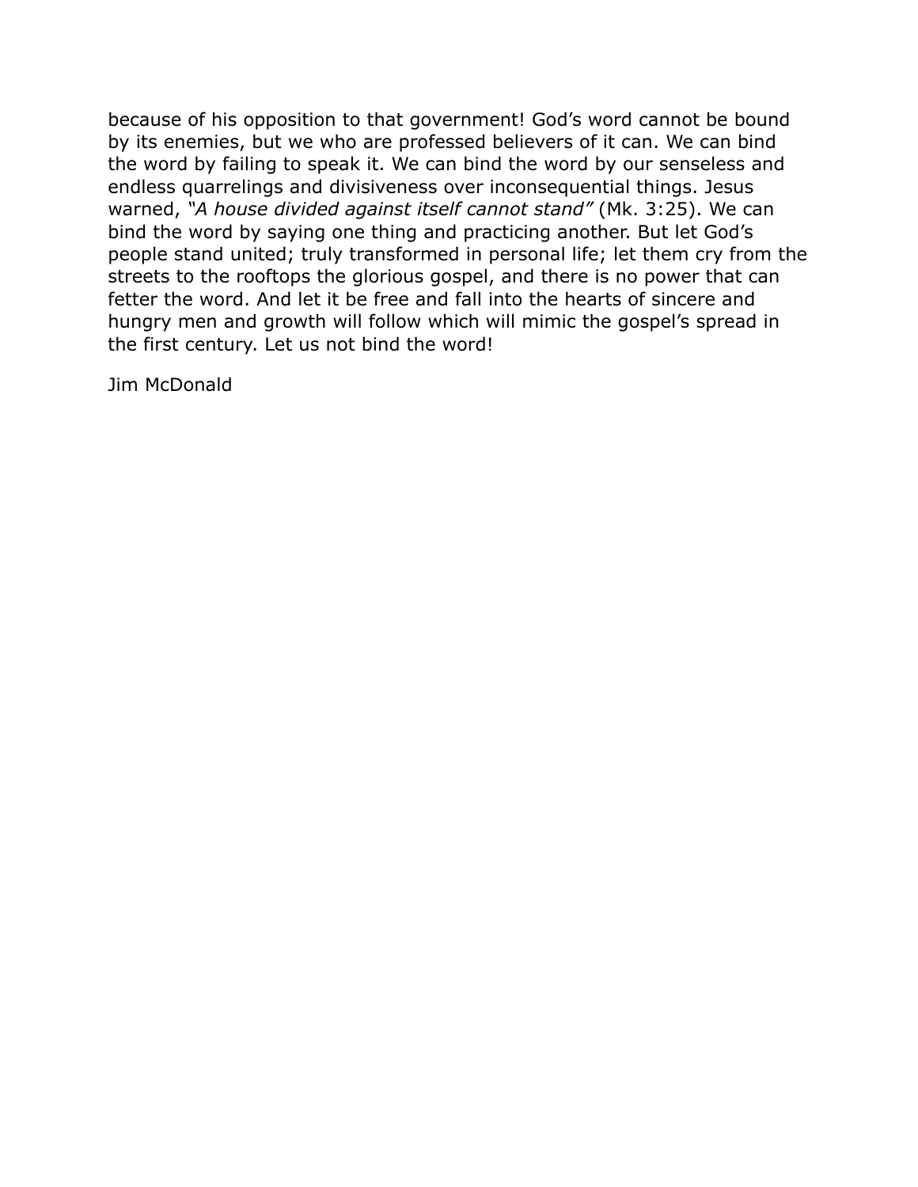because of his opposition to that government! God's word cannot be bound by its enemies, but we who are professed believers of it can. We can bind the word by failing to speak it. We can bind the word by our senseless and endless quarrelings and divisiveness over inconsequential things. Jesus warned, *"A house divided against itself cannot stand"* (Mk. 3:25). We can bind the word by saying one thing and practicing another. But let God's people stand united; truly transformed in personal life; let them cry from the streets to the rooftops the glorious gospel, and there is no power that can fetter the word. And let it be free and fall into the hearts of sincere and hungry men and growth will follow which will mimic the gospel's spread in the first century. Let us not bind the word!

Jim McDonald